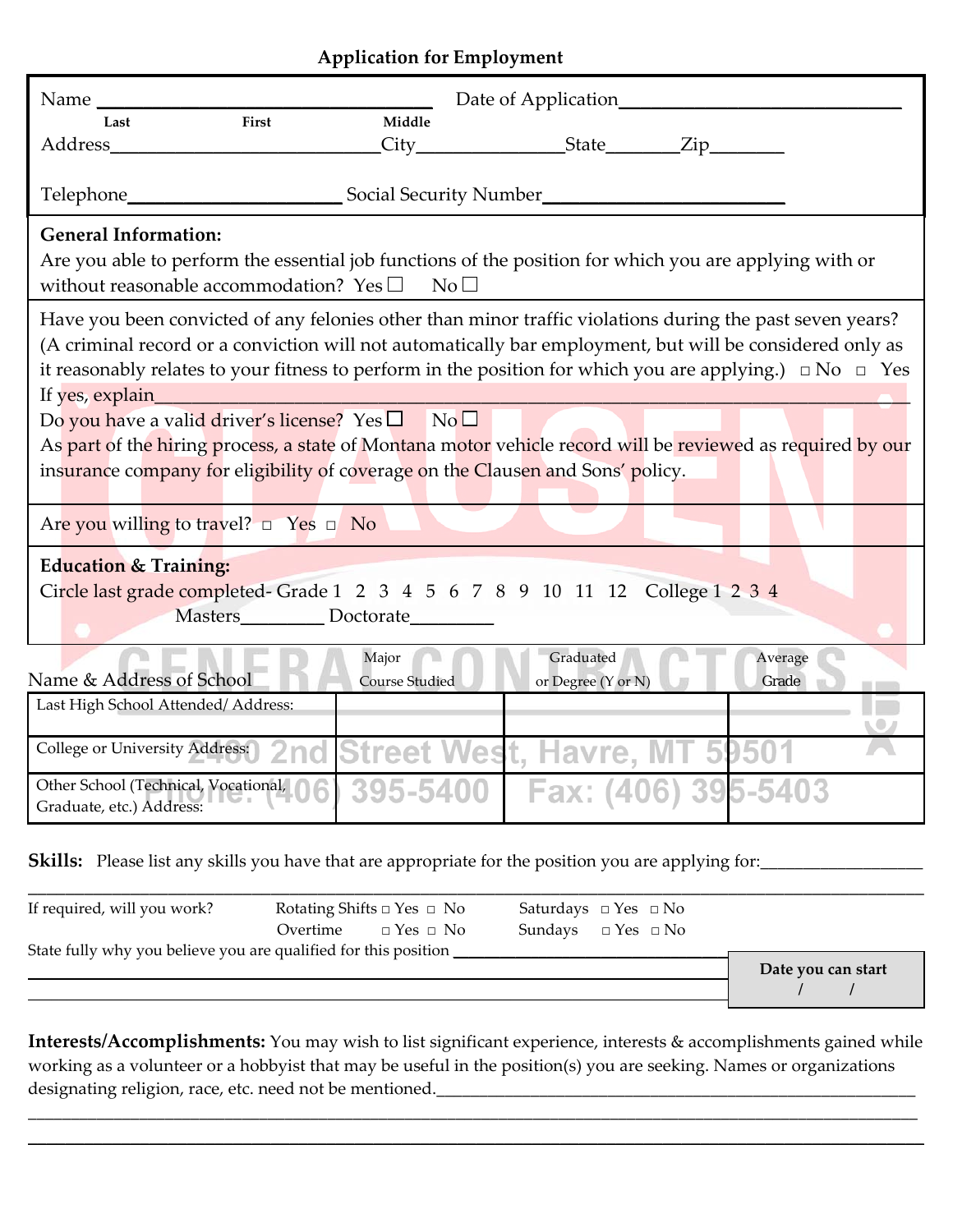# Application for Employment

Name ______________________________ Date of Application ______________________________
Last &nbsp;&nbsp;&nbsp;&nbsp; First &nbsp;&nbsp;&nbsp;&nbsp; Middle

Address ______________________________ City ________________ State ________ Zip ________

Telephone ______________________ Social Security Number ________________________

**General Information:**
Are you able to perform the essential job functions of the position for which you are applying with or without reasonable accommodation? Yes ☐ No ☐

Have you been convicted of any felonies other than minor traffic violations during the past seven years? (A criminal record or a conviction will not automatically bar employment, but will be considered only as it reasonably relates to your fitness to perform in the position for which you are applying.) ☐ No ☐ Yes

If yes, explain ______________________________________________________________________

Do you have a valid driver's license? Yes ☐ No ☐

As part of the hiring process, a state of Montana motor vehicle record will be reviewed as required by our insurance company for eligibility of coverage on the Clausen and Sons' policy.

Are you willing to travel? ☐ Yes ☐ No

**Education & Training:**
Circle last grade completed- Grade 1 2 3 4 5 6 7 8 9 10 11 12 College 1 2 3 4
Masters ________ Doctorate ________

| Name & Address of School | Major Course Studied | Graduated or Degree (Y or N) | Average Grade |
|---|---|---|---|
| Last High School Attended/ Address: | | | |
| College or University Address: | | | |
| Other School (Technical, Vocational, Graduate, etc.) Address: | | | |

CLAUSEN GENERAL CONTRACTORS
2460 2nd Street West, Havre, MT 59501
Phone: (406) 395-5400 Fax: (406) 395-5403

**Skills:** Please list any skills you have that are appropriate for the position you are applying for: ________________
______________________________________________________________________

If required, will you work? Rotating Shifts ☐ Yes ☐ No Saturdays ☐ Yes ☐ No
Overtime ☐ Yes ☐ No Sundays ☐ Yes ☐ No

State fully why you believe you are qualified for this position ______________________________
______________________________________________________________________
______________________________________________________________________

**Date you can start** &nbsp; / &nbsp; /

**Interests/Accomplishments:** You may wish to list significant experience, interests & accomplishments gained while working as a volunteer or a hobbyist that may be useful in the position(s) you are seeking. Names or organizations designating religion, race, etc. need not be mentioned. ______________________________
______________________________________________________________________
______________________________________________________________________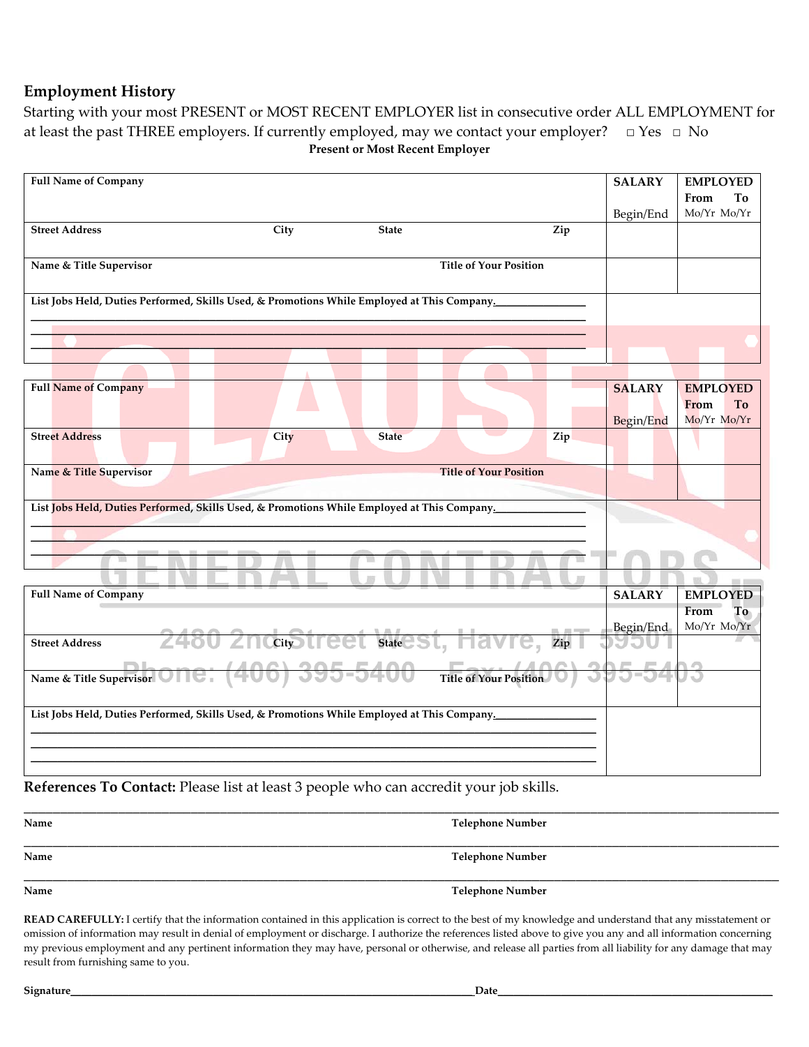## Employment History

Starting with your most PRESENT or MOST RECENT EMPLOYER list in consecutive order ALL EMPLOYMENT for at least the past THREE employers. If currently employed, may we contact your employer? □ Yes □ No

**Present or Most Recent Employer**

| | | | | SALARY | EMPLOYED |
|---|---|---|---|---|---|
| **Full Name of Company** | | | | Begin/End | From To Mo/Yr Mo/Yr |
| **Street Address** | **City** | **State** | **Zip** | | |
| **Name & Title Supervisor** | | **Title of Your Position** | | | |
| **List Jobs Held, Duties Performed, Skills Used, & Promotions While Employed at This Company.** | | | | | |

| | | | | SALARY | EMPLOYED |
|---|---|---|---|---|---|
| **Full Name of Company** | | | | Begin/End | From To Mo/Yr Mo/Yr |
| **Street Address** | **City** | **State** | **Zip** | | |
| **Name & Title Supervisor** | | **Title of Your Position** | | | |
| **List Jobs Held, Duties Performed, Skills Used, & Promotions While Employed at This Company.** | | | | | |

| | | | | SALARY | EMPLOYED |
|---|---|---|---|---|---|
| **Full Name of Company** | | | | Begin/End | From To Mo/Yr Mo/Yr |
| **Street Address** | **City** | **State** | **Zip** | | |
| **Name & Title Supervisor** | | **Title of Your Position** | | | |
| **List Jobs Held, Duties Performed, Skills Used, & Promotions While Employed at This Company.** | | | | | |

**References To Contact:** Please list at least 3 people who can accredit your job skills.

**Name** \_\_\_\_\_\_\_\_\_\_\_\_\_\_\_\_\_\_\_\_ **Telephone Number** \_\_\_\_\_\_\_\_\_\_\_\_\_\_\_\_\_\_\_\_

**Name** \_\_\_\_\_\_\_\_\_\_\_\_\_\_\_\_\_\_\_\_ **Telephone Number** \_\_\_\_\_\_\_\_\_\_\_\_\_\_\_\_\_\_\_\_

**Name** \_\_\_\_\_\_\_\_\_\_\_\_\_\_\_\_\_\_\_\_ **Telephone Number** \_\_\_\_\_\_\_\_\_\_\_\_\_\_\_\_\_\_\_\_

**READ CAREFULLY:** I certify that the information contained in this application is correct to the best of my knowledge and understand that any misstatement or omission of information may result in denial of employment or discharge. I authorize the references listed above to give you any and all information concerning my previous employment and any pertinent information they may have, personal or otherwise, and release all parties from all liability for any damage that may result from furnishing same to you.

**Signature**\_\_\_\_\_\_\_\_\_\_\_\_\_\_\_\_\_\_\_\_\_\_\_\_\_\_\_\_\_\_\_\_\_\_\_\_\_\_\_\_ **Date**\_\_\_\_\_\_\_\_\_\_\_\_\_\_\_\_\_\_\_\_\_\_\_\_\_\_\_\_